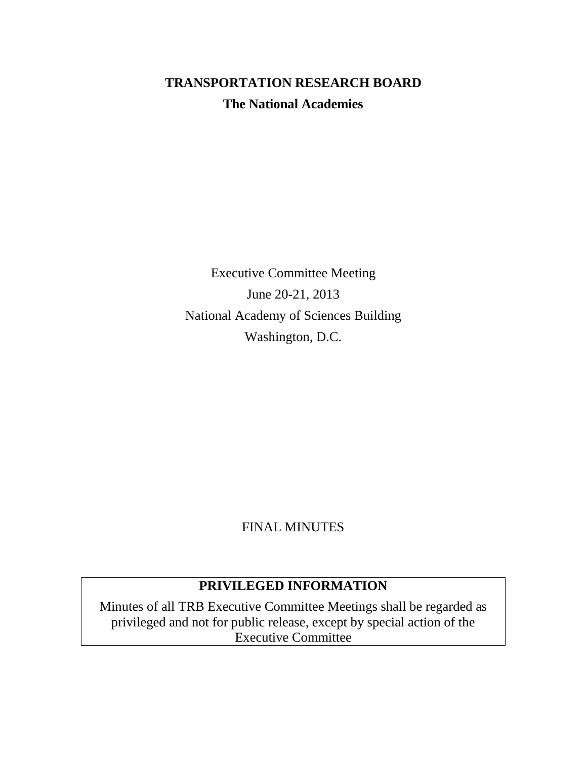# TRANSPORTATION RESEARCH BOARD

**The National Academies**

Executive Committee Meeting

June 20-21, 2013

National Academy of Sciences Building

Washington, D.C.

FINAL MINUTES

| **PRIVILEGED INFORMATION** |
| --- |
| Minutes of all TRB Executive Committee Meetings shall be regarded as privileged and not for public release, except by special action of the Executive Committee |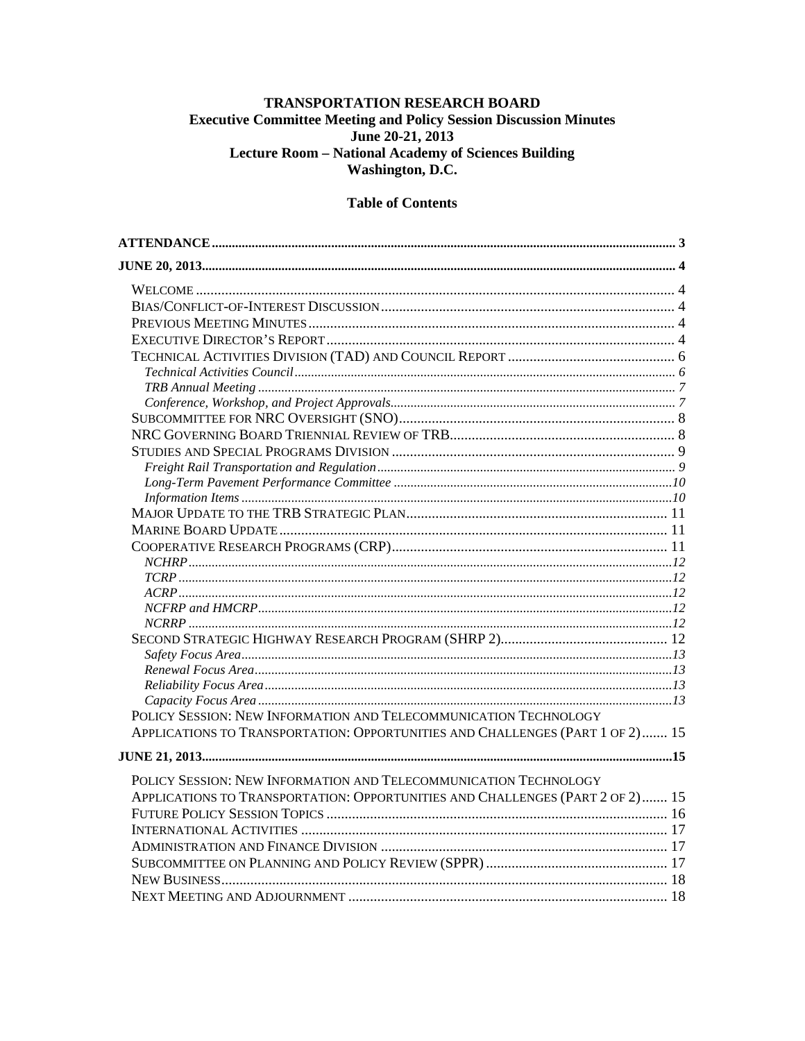**TRANSPORTATION RESEARCH BOARD**
**Executive Committee Meeting and Policy Session Discussion Minutes**
**June 20-21, 2013**
**Lecture Room – National Academy of Sciences Building**
**Washington, D.C.**

**Table of Contents**

- **ATTENDANCE** ........ 3
- **JUNE 20, 2013** ........ 4
  - WELCOME ........ 4
  - BIAS/CONFLICT-OF-INTEREST DISCUSSION ........ 4
  - PREVIOUS MEETING MINUTES ........ 4
  - EXECUTIVE DIRECTOR'S REPORT ........ 4
  - TECHNICAL ACTIVITIES DIVISION (TAD) AND COUNCIL REPORT ........ 6
    - *Technical Activities Council* ........ 6
    - *TRB Annual Meeting* ........ 7
    - *Conference, Workshop, and Project Approvals* ........ 7
  - SUBCOMMITTEE FOR NRC OVERSIGHT (SNO) ........ 8
  - NRC GOVERNING BOARD TRIENNIAL REVIEW OF TRB ........ 8
  - STUDIES AND SPECIAL PROGRAMS DIVISION ........ 9
    - *Freight Rail Transportation and Regulation* ........ 9
    - *Long-Term Pavement Performance Committee* ........ 10
    - *Information Items* ........ 10
  - MAJOR UPDATE TO THE TRB STRATEGIC PLAN ........ 11
  - MARINE BOARD UPDATE ........ 11
  - COOPERATIVE RESEARCH PROGRAMS (CRP) ........ 11
    - *NCHRP* ........ 12
    - *TCRP* ........ 12
    - *ACRP* ........ 12
    - *NCFRP and HMCRP* ........ 12
    - *NCRRP* ........ 12
  - SECOND STRATEGIC HIGHWAY RESEARCH PROGRAM (SHRP 2) ........ 12
    - *Safety Focus Area* ........ 13
    - *Renewal Focus Area* ........ 13
    - *Reliability Focus Area* ........ 13
    - *Capacity Focus Area* ........ 13
  - POLICY SESSION: NEW INFORMATION AND TELECOMMUNICATION TECHNOLOGY APPLICATIONS TO TRANSPORTATION: OPPORTUNITIES AND CHALLENGES (PART 1 OF 2) ........ 15
- **JUNE 21, 2013** ........ 15
  - POLICY SESSION: NEW INFORMATION AND TELECOMMUNICATION TECHNOLOGY APPLICATIONS TO TRANSPORTATION: OPPORTUNITIES AND CHALLENGES (PART 2 OF 2) ........ 15
  - FUTURE POLICY SESSION TOPICS ........ 16
  - INTERNATIONAL ACTIVITIES ........ 17
  - ADMINISTRATION AND FINANCE DIVISION ........ 17
  - SUBCOMMITTEE ON PLANNING AND POLICY REVIEW (SPPR) ........ 17
  - NEW BUSINESS ........ 18
  - NEXT MEETING AND ADJOURNMENT ........ 18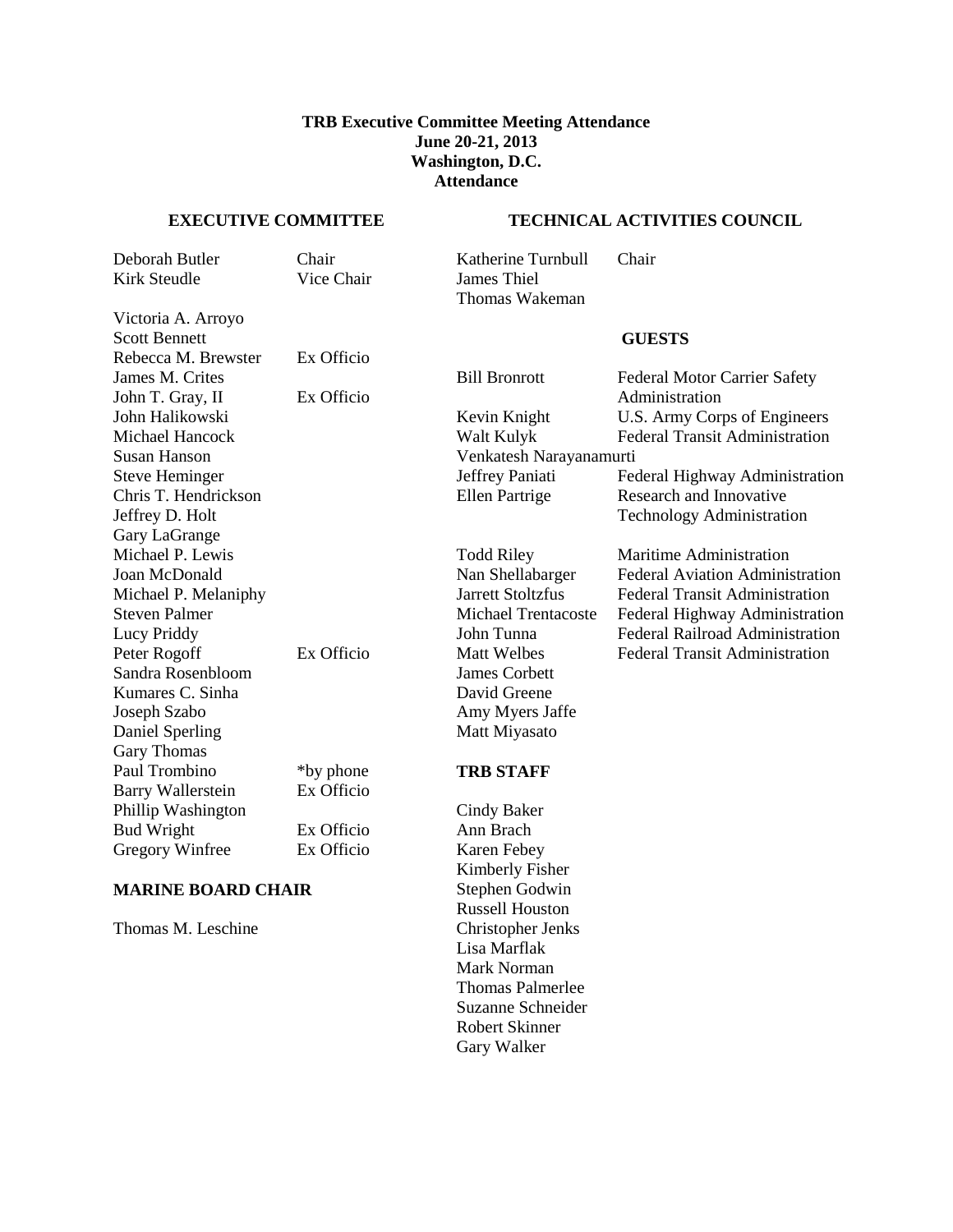# TRB Executive Committee Meeting Attendance
## June 20-21, 2013
## Washington, D.C.
## Attendance

### EXECUTIVE COMMITTEE

| Name | Role |
|---|---|
| Deborah Butler | Chair |
| Kirk Steudle | Vice Chair |
| Victoria A. Arroyo | |
| Scott Bennett | |
| Rebecca M. Brewster | Ex Officio |
| James M. Crites | |
| John T. Gray, II | Ex Officio |
| John Halikowski | |
| Michael Hancock | |
| Susan Hanson | |
| Steve Heminger | |
| Chris T. Hendrickson | |
| Jeffrey D. Holt | |
| Gary LaGrange | |
| Michael P. Lewis | |
| Joan McDonald | |
| Michael P. Melaniphy | |
| Steven Palmer | |
| Lucy Priddy | |
| Peter Rogoff | Ex Officio |
| Sandra Rosenbloom | |
| Kumares C. Sinha | |
| Joseph Szabo | |
| Daniel Sperling | |
| Gary Thomas | |
| Paul Trombino | *by phone |
| Barry Wallerstein | Ex Officio |
| Phillip Washington | |
| Bud Wright | Ex Officio |
| Gregory Winfree | Ex Officio |

### MARINE BOARD CHAIR

Thomas M. Leschine

### TECHNICAL ACTIVITIES COUNCIL

| Name | Role |
|---|---|
| Katherine Turnbull | Chair |
| James Thiel | |
| Thomas Wakeman | |

### GUESTS

| Name | Affiliation |
|---|---|
| Bill Bronrott | Federal Motor Carrier Safety Administration |
| Kevin Knight | U.S. Army Corps of Engineers |
| Walt Kulyk | Federal Transit Administration |
| Venkatesh Narayanamurti | |
| Jeffrey Paniati | Federal Highway Administration |
| Ellen Partrige | Research and Innovative Technology Administration |
| Todd Riley | Maritime Administration |
| Nan Shellabarger | Federal Aviation Administration |
| Jarrett Stoltzfus | Federal Transit Administration |
| Michael Trentacoste | Federal Highway Administration |
| John Tunna | Federal Railroad Administration |
| Matt Welbes | Federal Transit Administration |
| James Corbett | |
| David Greene | |
| Amy Myers Jaffe | |
| Matt Miyasato | |

### TRB STAFF

Cindy Baker
Ann Brach
Karen Febey
Kimberly Fisher
Stephen Godwin
Russell Houston
Christopher Jenks
Lisa Marflak
Mark Norman
Thomas Palmerlee
Suzanne Schneider
Robert Skinner
Gary Walker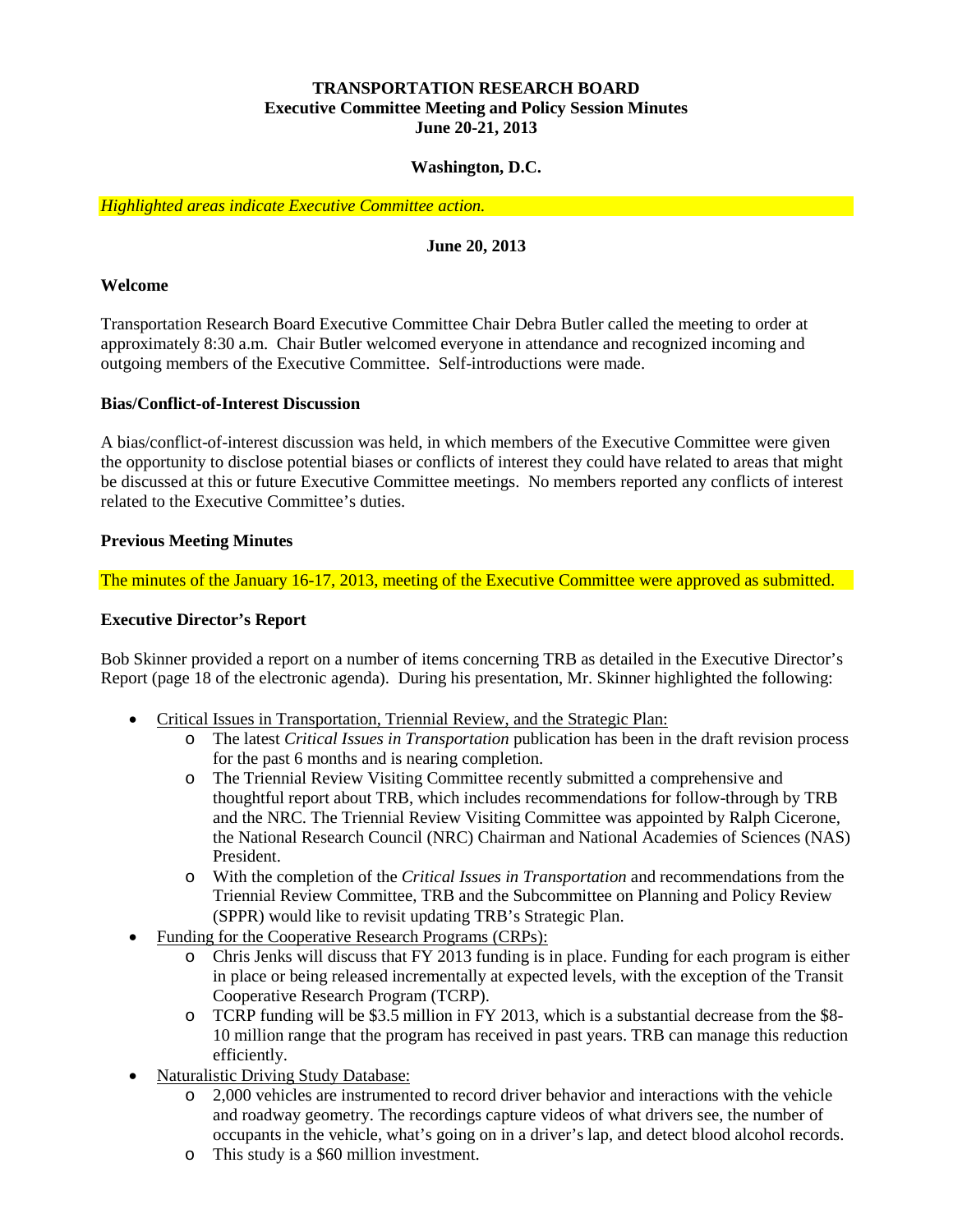**TRANSPORTATION RESEARCH BOARD**
**Executive Committee Meeting and Policy Session Minutes**
**June 20-21, 2013**

**Washington, D.C.**

*Highlighted areas indicate Executive Committee action.*

**June 20, 2013**

**Welcome**

Transportation Research Board Executive Committee Chair Debra Butler called the meeting to order at approximately 8:30 a.m. Chair Butler welcomed everyone in attendance and recognized incoming and outgoing members of the Executive Committee. Self-introductions were made.

**Bias/Conflict-of-Interest Discussion**

A bias/conflict-of-interest discussion was held, in which members of the Executive Committee were given the opportunity to disclose potential biases or conflicts of interest they could have related to areas that might be discussed at this or future Executive Committee meetings. No members reported any conflicts of interest related to the Executive Committee's duties.

**Previous Meeting Minutes**

The minutes of the January 16-17, 2013, meeting of the Executive Committee were approved as submitted.

**Executive Director's Report**

Bob Skinner provided a report on a number of items concerning TRB as detailed in the Executive Director's Report (page 18 of the electronic agenda). During his presentation, Mr. Skinner highlighted the following:

- Critical Issues in Transportation, Triennial Review, and the Strategic Plan:
  - The latest *Critical Issues in Transportation* publication has been in the draft revision process for the past 6 months and is nearing completion.
  - The Triennial Review Visiting Committee recently submitted a comprehensive and thoughtful report about TRB, which includes recommendations for follow-through by TRB and the NRC. The Triennial Review Visiting Committee was appointed by Ralph Cicerone, the National Research Council (NRC) Chairman and National Academies of Sciences (NAS) President.
  - With the completion of the *Critical Issues in Transportation* and recommendations from the Triennial Review Committee, TRB and the Subcommittee on Planning and Policy Review (SPPR) would like to revisit updating TRB's Strategic Plan.
- Funding for the Cooperative Research Programs (CRPs):
  - Chris Jenks will discuss that FY 2013 funding is in place. Funding for each program is either in place or being released incrementally at expected levels, with the exception of the Transit Cooperative Research Program (TCRP).
  - TCRP funding will be $3.5 million in FY 2013, which is a substantial decrease from the $8-10 million range that the program has received in past years. TRB can manage this reduction efficiently.
- Naturalistic Driving Study Database:
  - 2,000 vehicles are instrumented to record driver behavior and interactions with the vehicle and roadway geometry. The recordings capture videos of what drivers see, the number of occupants in the vehicle, what's going on in a driver's lap, and detect blood alcohol records.
  - This study is a $60 million investment.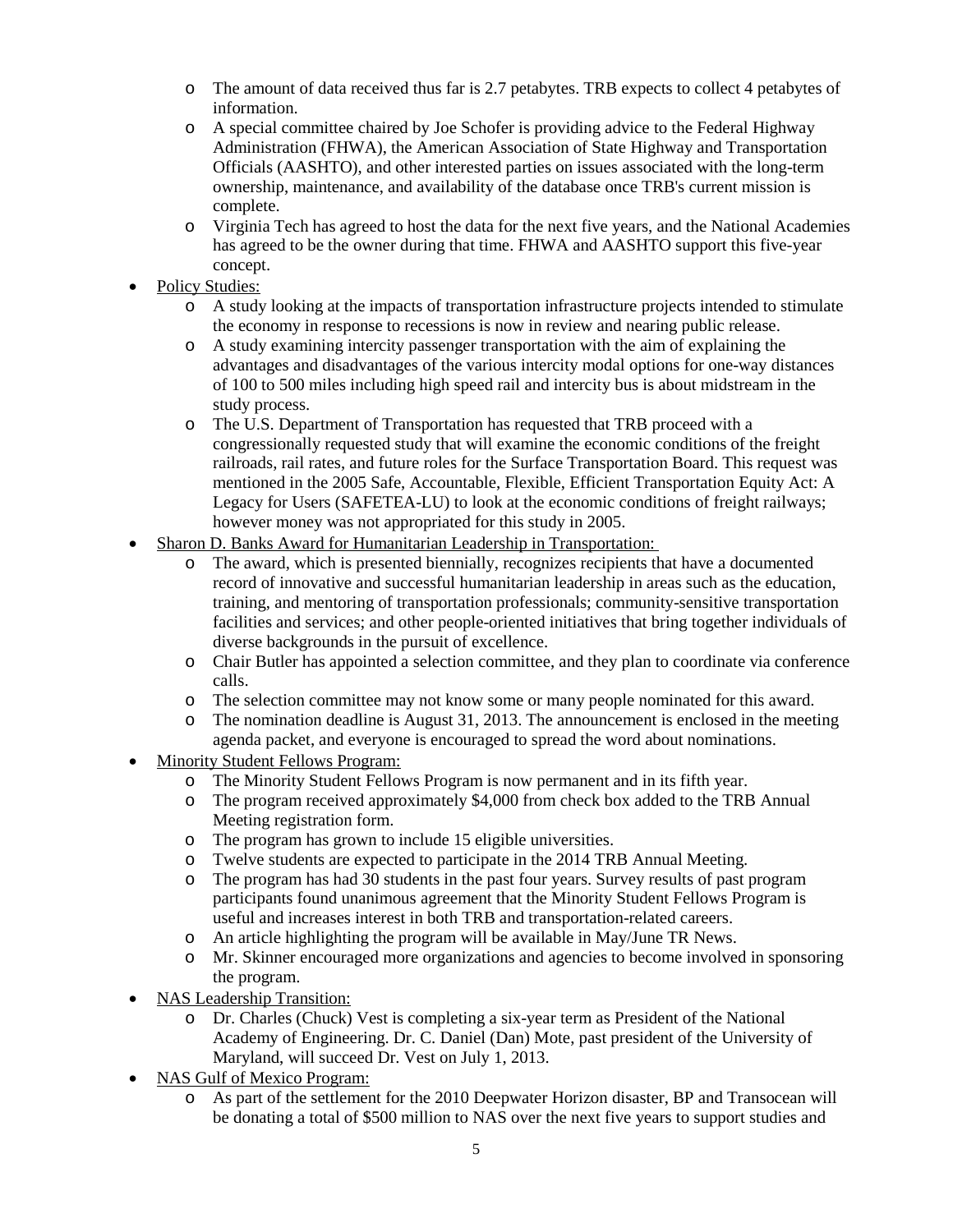- The amount of data received thus far is 2.7 petabytes. TRB expects to collect 4 petabytes of information.
  - A special committee chaired by Joe Schofer is providing advice to the Federal Highway Administration (FHWA), the American Association of State Highway and Transportation Officials (AASHTO), and other interested parties on issues associated with the long-term ownership, maintenance, and availability of the database once TRB's current mission is complete.
  - Virginia Tech has agreed to host the data for the next five years, and the National Academies has agreed to be the owner during that time. FHWA and AASHTO support this five-year concept.
- Policy Studies:
  - A study looking at the impacts of transportation infrastructure projects intended to stimulate the economy in response to recessions is now in review and nearing public release.
  - A study examining intercity passenger transportation with the aim of explaining the advantages and disadvantages of the various intercity modal options for one-way distances of 100 to 500 miles including high speed rail and intercity bus is about midstream in the study process.
  - The U.S. Department of Transportation has requested that TRB proceed with a congressionally requested study that will examine the economic conditions of the freight railroads, rail rates, and future roles for the Surface Transportation Board. This request was mentioned in the 2005 Safe, Accountable, Flexible, Efficient Transportation Equity Act: A Legacy for Users (SAFETEA-LU) to look at the economic conditions of freight railways; however money was not appropriated for this study in 2005.
- Sharon D. Banks Award for Humanitarian Leadership in Transportation:
  - The award, which is presented biennially, recognizes recipients that have a documented record of innovative and successful humanitarian leadership in areas such as the education, training, and mentoring of transportation professionals; community-sensitive transportation facilities and services; and other people-oriented initiatives that bring together individuals of diverse backgrounds in the pursuit of excellence.
  - Chair Butler has appointed a selection committee, and they plan to coordinate via conference calls.
  - The selection committee may not know some or many people nominated for this award.
  - The nomination deadline is August 31, 2013. The announcement is enclosed in the meeting agenda packet, and everyone is encouraged to spread the word about nominations.
- Minority Student Fellows Program:
  - The Minority Student Fellows Program is now permanent and in its fifth year.
  - The program received approximately $4,000 from check box added to the TRB Annual Meeting registration form.
  - The program has grown to include 15 eligible universities.
  - Twelve students are expected to participate in the 2014 TRB Annual Meeting.
  - The program has had 30 students in the past four years. Survey results of past program participants found unanimous agreement that the Minority Student Fellows Program is useful and increases interest in both TRB and transportation-related careers.
  - An article highlighting the program will be available in May/June TR News.
  - Mr. Skinner encouraged more organizations and agencies to become involved in sponsoring the program.
- NAS Leadership Transition:
  - Dr. Charles (Chuck) Vest is completing a six-year term as President of the National Academy of Engineering. Dr. C. Daniel (Dan) Mote, past president of the University of Maryland, will succeed Dr. Vest on July 1, 2013.
- NAS Gulf of Mexico Program:
  - As part of the settlement for the 2010 Deepwater Horizon disaster, BP and Transocean will be donating a total of $500 million to NAS over the next five years to support studies and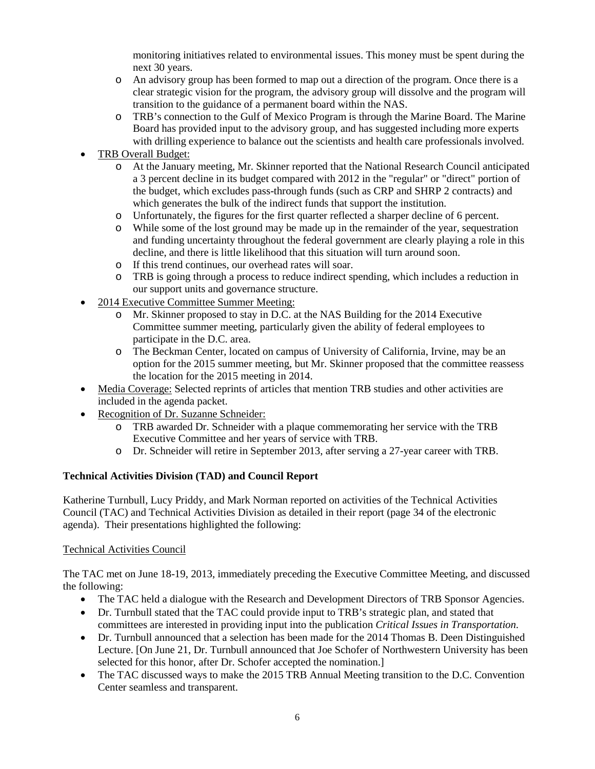- monitoring initiatives related to environmental issues. This money must be spent during the next 30 years.
  - An advisory group has been formed to map out a direction of the program. Once there is a clear strategic vision for the program, the advisory group will dissolve and the program will transition to the guidance of a permanent board within the NAS.
  - TRB's connection to the Gulf of Mexico Program is through the Marine Board. The Marine Board has provided input to the advisory group, and has suggested including more experts with drilling experience to balance out the scientists and health care professionals involved.
- TRB Overall Budget:
  - At the January meeting, Mr. Skinner reported that the National Research Council anticipated a 3 percent decline in its budget compared with 2012 in the "regular" or "direct" portion of the budget, which excludes pass-through funds (such as CRP and SHRP 2 contracts) and which generates the bulk of the indirect funds that support the institution.
  - Unfortunately, the figures for the first quarter reflected a sharper decline of 6 percent.
  - While some of the lost ground may be made up in the remainder of the year, sequestration and funding uncertainty throughout the federal government are clearly playing a role in this decline, and there is little likelihood that this situation will turn around soon.
  - If this trend continues, our overhead rates will soar.
  - TRB is going through a process to reduce indirect spending, which includes a reduction in our support units and governance structure.
- 2014 Executive Committee Summer Meeting:
  - Mr. Skinner proposed to stay in D.C. at the NAS Building for the 2014 Executive Committee summer meeting, particularly given the ability of federal employees to participate in the D.C. area.
  - The Beckman Center, located on campus of University of California, Irvine, may be an option for the 2015 summer meeting, but Mr. Skinner proposed that the committee reassess the location for the 2015 meeting in 2014.
- Media Coverage: Selected reprints of articles that mention TRB studies and other activities are included in the agenda packet.
- Recognition of Dr. Suzanne Schneider:
  - TRB awarded Dr. Schneider with a plaque commemorating her service with the TRB Executive Committee and her years of service with TRB.
  - Dr. Schneider will retire in September 2013, after serving a 27-year career with TRB.

**Technical Activities Division (TAD) and Council Report**

Katherine Turnbull, Lucy Priddy, and Mark Norman reported on activities of the Technical Activities Council (TAC) and Technical Activities Division as detailed in their report (page 34 of the electronic agenda). Their presentations highlighted the following:

Technical Activities Council

The TAC met on June 18-19, 2013, immediately preceding the Executive Committee Meeting, and discussed the following:

- The TAC held a dialogue with the Research and Development Directors of TRB Sponsor Agencies.
- Dr. Turnbull stated that the TAC could provide input to TRB's strategic plan, and stated that committees are interested in providing input into the publication *Critical Issues in Transportation*.
- Dr. Turnbull announced that a selection has been made for the 2014 Thomas B. Deen Distinguished Lecture. [On June 21, Dr. Turnbull announced that Joe Schofer of Northwestern University has been selected for this honor, after Dr. Schofer accepted the nomination.]
- The TAC discussed ways to make the 2015 TRB Annual Meeting transition to the D.C. Convention Center seamless and transparent.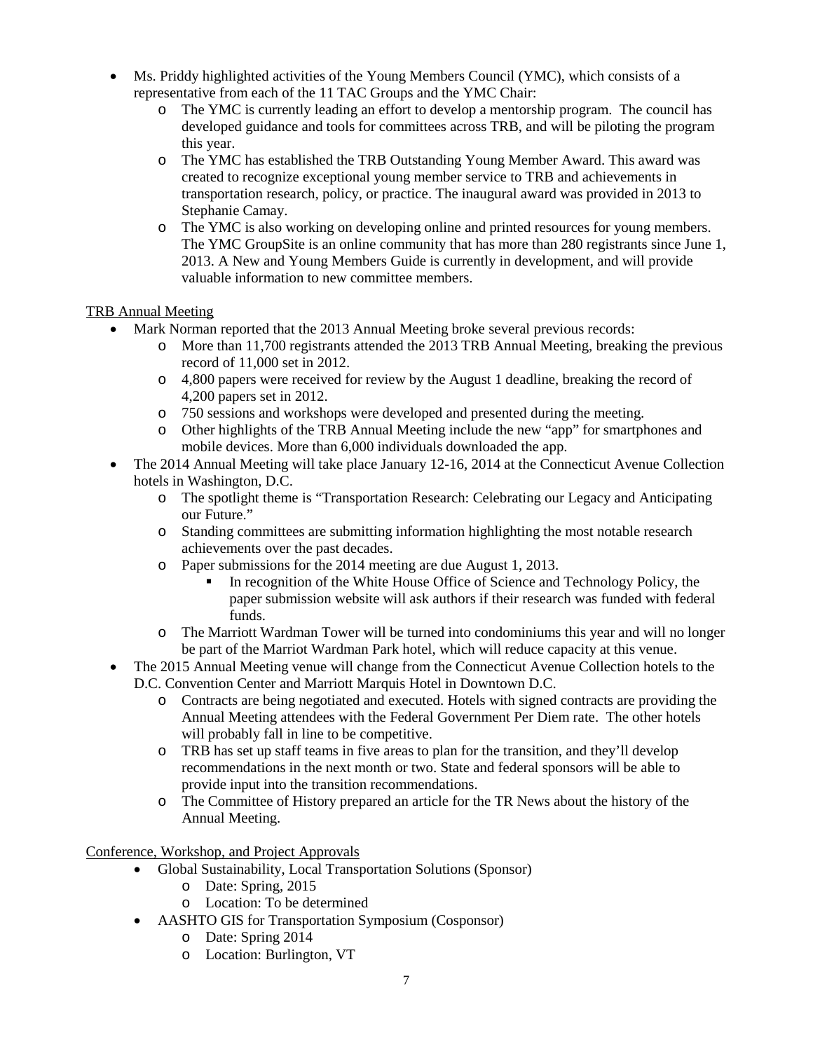- Ms. Priddy highlighted activities of the Young Members Council (YMC), which consists of a representative from each of the 11 TAC Groups and the YMC Chair:
  - The YMC is currently leading an effort to develop a mentorship program. The council has developed guidance and tools for committees across TRB, and will be piloting the program this year.
  - The YMC has established the TRB Outstanding Young Member Award. This award was created to recognize exceptional young member service to TRB and achievements in transportation research, policy, or practice. The inaugural award was provided in 2013 to Stephanie Camay.
  - The YMC is also working on developing online and printed resources for young members. The YMC GroupSite is an online community that has more than 280 registrants since June 1, 2013. A New and Young Members Guide is currently in development, and will provide valuable information to new committee members.

<u>TRB Annual Meeting</u>

- Mark Norman reported that the 2013 Annual Meeting broke several previous records:
  - More than 11,700 registrants attended the 2013 TRB Annual Meeting, breaking the previous record of 11,000 set in 2012.
  - 4,800 papers were received for review by the August 1 deadline, breaking the record of 4,200 papers set in 2012.
  - 750 sessions and workshops were developed and presented during the meeting.
  - Other highlights of the TRB Annual Meeting include the new "app" for smartphones and mobile devices. More than 6,000 individuals downloaded the app.
- The 2014 Annual Meeting will take place January 12-16, 2014 at the Connecticut Avenue Collection hotels in Washington, D.C.
  - The spotlight theme is "Transportation Research: Celebrating our Legacy and Anticipating our Future."
  - Standing committees are submitting information highlighting the most notable research achievements over the past decades.
  - Paper submissions for the 2014 meeting are due August 1, 2013.
    - In recognition of the White House Office of Science and Technology Policy, the paper submission website will ask authors if their research was funded with federal funds.
  - The Marriott Wardman Tower will be turned into condominiums this year and will no longer be part of the Marriot Wardman Park hotel, which will reduce capacity at this venue.
- The 2015 Annual Meeting venue will change from the Connecticut Avenue Collection hotels to the D.C. Convention Center and Marriott Marquis Hotel in Downtown D.C.
  - Contracts are being negotiated and executed. Hotels with signed contracts are providing the Annual Meeting attendees with the Federal Government Per Diem rate. The other hotels will probably fall in line to be competitive.
  - TRB has set up staff teams in five areas to plan for the transition, and they'll develop recommendations in the next month or two. State and federal sponsors will be able to provide input into the transition recommendations.
  - The Committee of History prepared an article for the TR News about the history of the Annual Meeting.

<u>Conference, Workshop, and Project Approvals</u>

- Global Sustainability, Local Transportation Solutions (Sponsor)
  - Date: Spring, 2015
  - Location: To be determined
- AASHTO GIS for Transportation Symposium (Cosponsor)
  - Date: Spring 2014
  - Location: Burlington, VT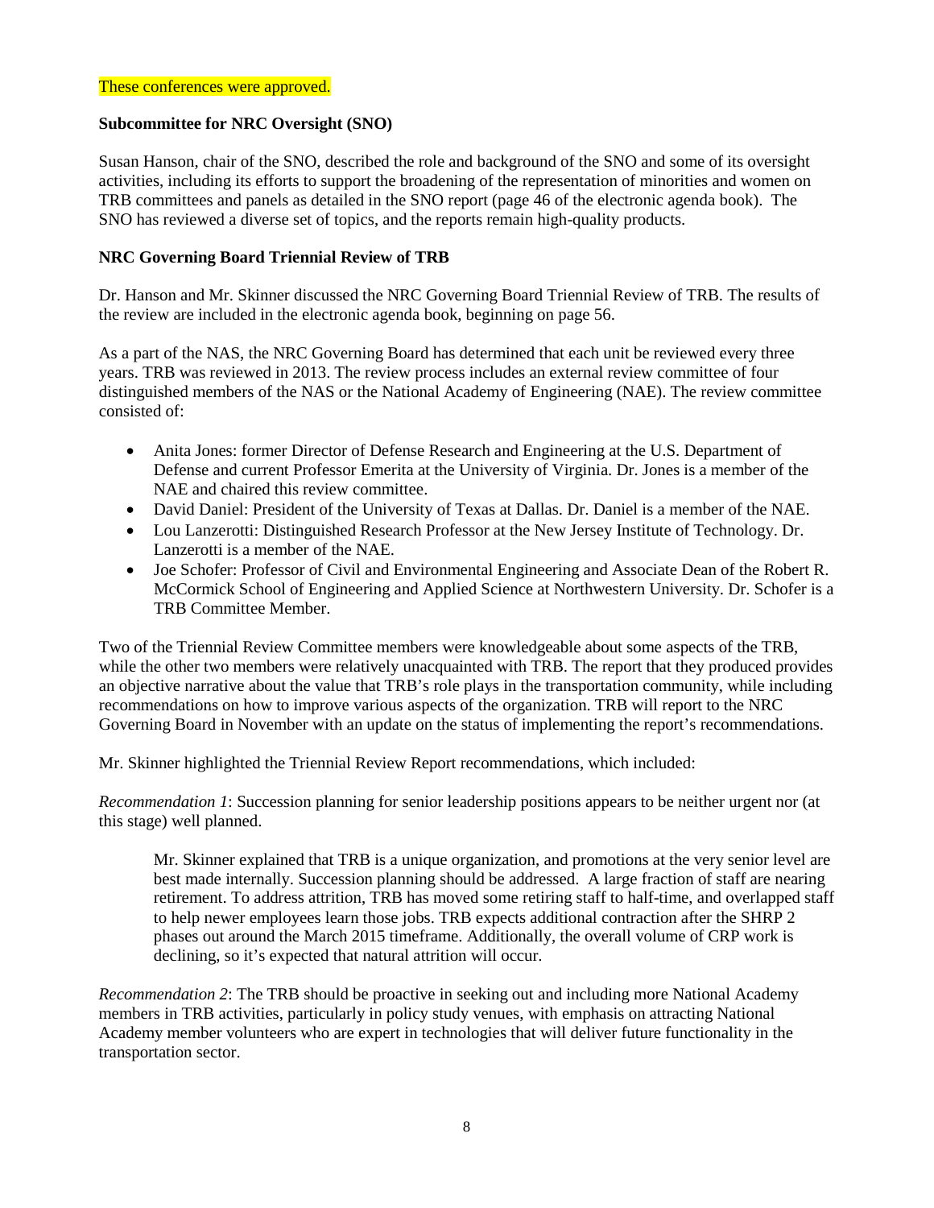These conferences were approved.

**Subcommittee for NRC Oversight (SNO)**

Susan Hanson, chair of the SNO, described the role and background of the SNO and some of its oversight activities, including its efforts to support the broadening of the representation of minorities and women on TRB committees and panels as detailed in the SNO report (page 46 of the electronic agenda book). The SNO has reviewed a diverse set of topics, and the reports remain high-quality products.

**NRC Governing Board Triennial Review of TRB**

Dr. Hanson and Mr. Skinner discussed the NRC Governing Board Triennial Review of TRB. The results of the review are included in the electronic agenda book, beginning on page 56.

As a part of the NAS, the NRC Governing Board has determined that each unit be reviewed every three years. TRB was reviewed in 2013. The review process includes an external review committee of four distinguished members of the NAS or the National Academy of Engineering (NAE). The review committee consisted of:

- Anita Jones: former Director of Defense Research and Engineering at the U.S. Department of Defense and current Professor Emerita at the University of Virginia. Dr. Jones is a member of the NAE and chaired this review committee.
- David Daniel: President of the University of Texas at Dallas. Dr. Daniel is a member of the NAE.
- Lou Lanzerotti: Distinguished Research Professor at the New Jersey Institute of Technology. Dr. Lanzerotti is a member of the NAE.
- Joe Schofer: Professor of Civil and Environmental Engineering and Associate Dean of the Robert R. McCormick School of Engineering and Applied Science at Northwestern University. Dr. Schofer is a TRB Committee Member.

Two of the Triennial Review Committee members were knowledgeable about some aspects of the TRB, while the other two members were relatively unacquainted with TRB. The report that they produced provides an objective narrative about the value that TRB's role plays in the transportation community, while including recommendations on how to improve various aspects of the organization. TRB will report to the NRC Governing Board in November with an update on the status of implementing the report's recommendations.

Mr. Skinner highlighted the Triennial Review Report recommendations, which included:

*Recommendation 1*: Succession planning for senior leadership positions appears to be neither urgent nor (at this stage) well planned.

> Mr. Skinner explained that TRB is a unique organization, and promotions at the very senior level are best made internally. Succession planning should be addressed. A large fraction of staff are nearing retirement. To address attrition, TRB has moved some retiring staff to half-time, and overlapped staff to help newer employees learn those jobs. TRB expects additional contraction after the SHRP 2 phases out around the March 2015 timeframe. Additionally, the overall volume of CRP work is declining, so it's expected that natural attrition will occur.

*Recommendation 2*: The TRB should be proactive in seeking out and including more National Academy members in TRB activities, particularly in policy study venues, with emphasis on attracting National Academy member volunteers who are expert in technologies that will deliver future functionality in the transportation sector.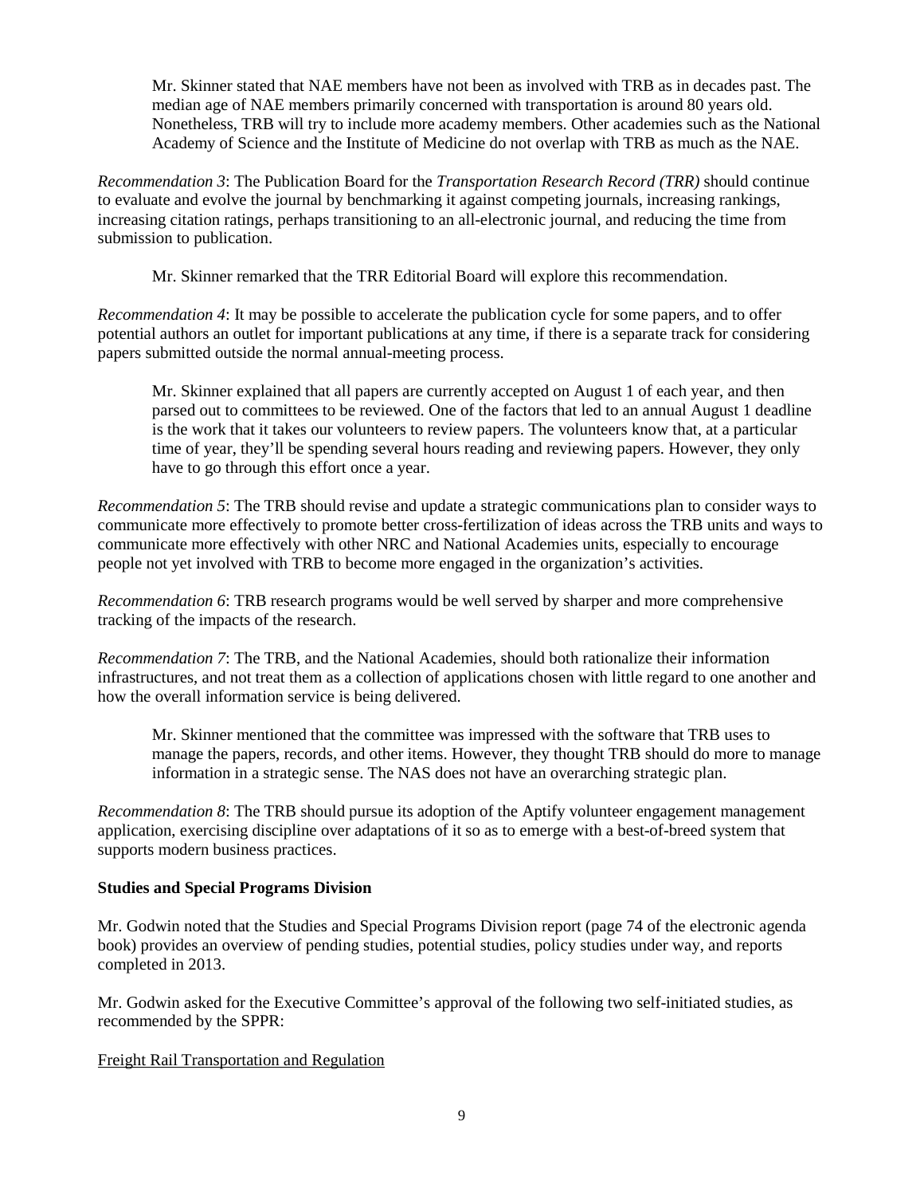Mr. Skinner stated that NAE members have not been as involved with TRB as in decades past. The median age of NAE members primarily concerned with transportation is around 80 years old. Nonetheless, TRB will try to include more academy members. Other academies such as the National Academy of Science and the Institute of Medicine do not overlap with TRB as much as the NAE.

*Recommendation 3*: The Publication Board for the *Transportation Research Record (TRR)* should continue to evaluate and evolve the journal by benchmarking it against competing journals, increasing rankings, increasing citation ratings, perhaps transitioning to an all-electronic journal, and reducing the time from submission to publication.

Mr. Skinner remarked that the TRR Editorial Board will explore this recommendation.

*Recommendation 4*: It may be possible to accelerate the publication cycle for some papers, and to offer potential authors an outlet for important publications at any time, if there is a separate track for considering papers submitted outside the normal annual-meeting process.

Mr. Skinner explained that all papers are currently accepted on August 1 of each year, and then parsed out to committees to be reviewed. One of the factors that led to an annual August 1 deadline is the work that it takes our volunteers to review papers. The volunteers know that, at a particular time of year, they'll be spending several hours reading and reviewing papers. However, they only have to go through this effort once a year.

*Recommendation 5*: The TRB should revise and update a strategic communications plan to consider ways to communicate more effectively to promote better cross-fertilization of ideas across the TRB units and ways to communicate more effectively with other NRC and National Academies units, especially to encourage people not yet involved with TRB to become more engaged in the organization's activities.

*Recommendation 6*: TRB research programs would be well served by sharper and more comprehensive tracking of the impacts of the research.

*Recommendation 7*: The TRB, and the National Academies, should both rationalize their information infrastructures, and not treat them as a collection of applications chosen with little regard to one another and how the overall information service is being delivered.

Mr. Skinner mentioned that the committee was impressed with the software that TRB uses to manage the papers, records, and other items. However, they thought TRB should do more to manage information in a strategic sense. The NAS does not have an overarching strategic plan.

*Recommendation 8*: The TRB should pursue its adoption of the Aptify volunteer engagement management application, exercising discipline over adaptations of it so as to emerge with a best-of-breed system that supports modern business practices.

**Studies and Special Programs Division**

Mr. Godwin noted that the Studies and Special Programs Division report (page 74 of the electronic agenda book) provides an overview of pending studies, potential studies, policy studies under way, and reports completed in 2013.

Mr. Godwin asked for the Executive Committee's approval of the following two self-initiated studies, as recommended by the SPPR:

Freight Rail Transportation and Regulation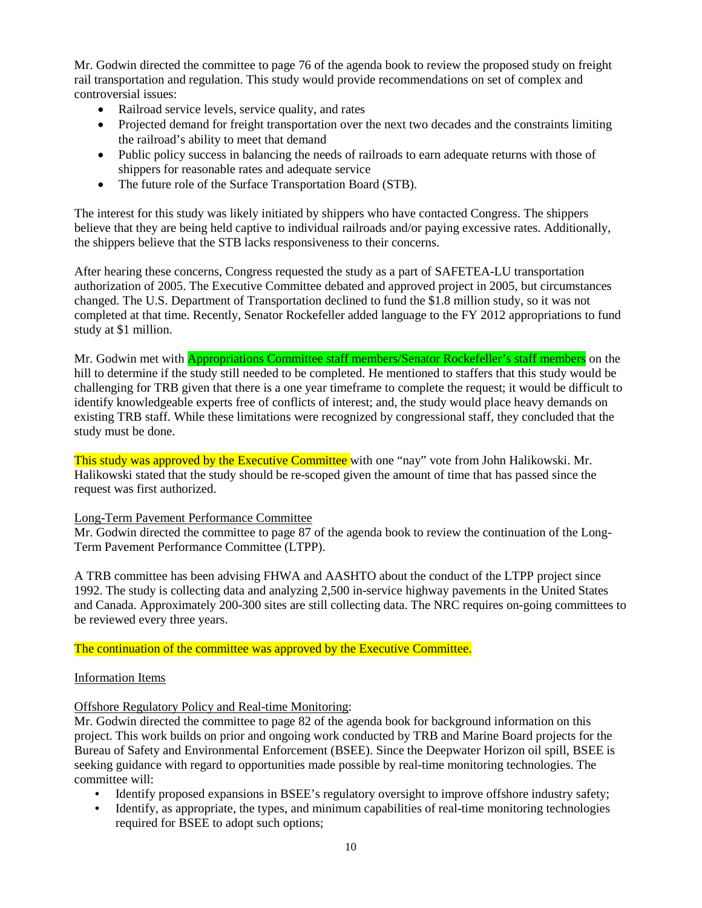Mr. Godwin directed the committee to page 76 of the agenda book to review the proposed study on freight rail transportation and regulation. This study would provide recommendations on set of complex and controversial issues:

- Railroad service levels, service quality, and rates
- Projected demand for freight transportation over the next two decades and the constraints limiting the railroad's ability to meet that demand
- Public policy success in balancing the needs of railroads to earn adequate returns with those of shippers for reasonable rates and adequate service
- The future role of the Surface Transportation Board (STB).

The interest for this study was likely initiated by shippers who have contacted Congress. The shippers believe that they are being held captive to individual railroads and/or paying excessive rates. Additionally, the shippers believe that the STB lacks responsiveness to their concerns.

After hearing these concerns, Congress requested the study as a part of SAFETEA-LU transportation authorization of 2005. The Executive Committee debated and approved project in 2005, but circumstances changed. The U.S. Department of Transportation declined to fund the $1.8 million study, so it was not completed at that time. Recently, Senator Rockefeller added language to the FY 2012 appropriations to fund study at $1 million.

Mr. Godwin met with Appropriations Committee staff members/Senator Rockefeller's staff members on the hill to determine if the study still needed to be completed. He mentioned to staffers that this study would be challenging for TRB given that there is a one year timeframe to complete the request; it would be difficult to identify knowledgeable experts free of conflicts of interest; and, the study would place heavy demands on existing TRB staff. While these limitations were recognized by congressional staff, they concluded that the study must be done.

This study was approved by the Executive Committee with one "nay" vote from John Halikowski. Mr. Halikowski stated that the study should be re-scoped given the amount of time that has passed since the request was first authorized.

<u>Long-Term Pavement Performance Committee</u>

Mr. Godwin directed the committee to page 87 of the agenda book to review the continuation of the Long-Term Pavement Performance Committee (LTPP).

A TRB committee has been advising FHWA and AASHTO about the conduct of the LTPP project since 1992. The study is collecting data and analyzing 2,500 in-service highway pavements in the United States and Canada. Approximately 200-300 sites are still collecting data. The NRC requires on-going committees to be reviewed every three years.

The continuation of the committee was approved by the Executive Committee.

<u>Information Items</u>

<u>Offshore Regulatory Policy and Real-time Monitoring</u>:

Mr. Godwin directed the committee to page 82 of the agenda book for background information on this project. This work builds on prior and ongoing work conducted by TRB and Marine Board projects for the Bureau of Safety and Environmental Enforcement (BSEE). Since the Deepwater Horizon oil spill, BSEE is seeking guidance with regard to opportunities made possible by real-time monitoring technologies. The committee will:

- Identify proposed expansions in BSEE's regulatory oversight to improve offshore industry safety;
- Identify, as appropriate, the types, and minimum capabilities of real-time monitoring technologies required for BSEE to adopt such options;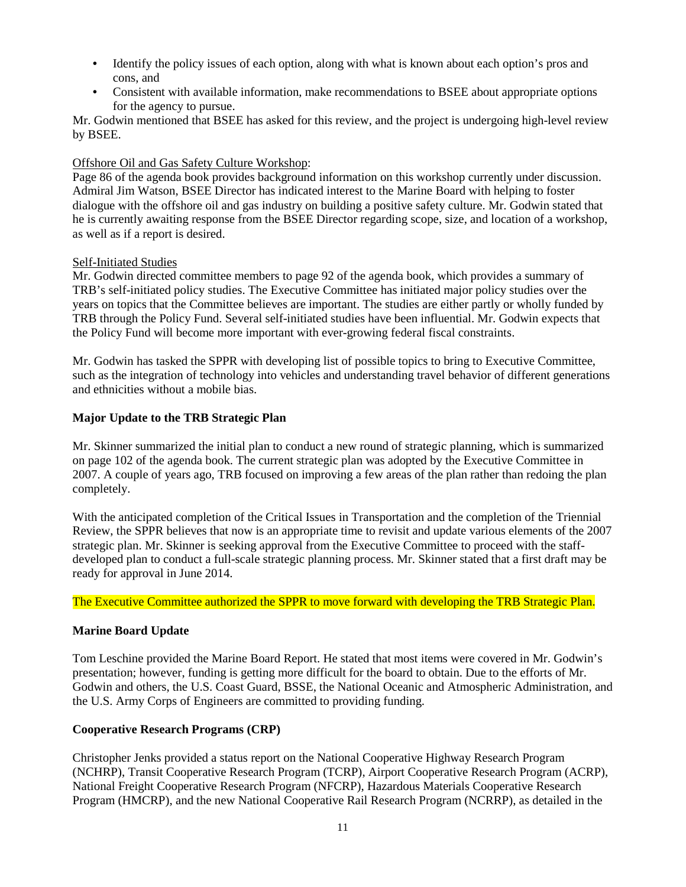- Identify the policy issues of each option, along with what is known about each option's pros and cons, and
- Consistent with available information, make recommendations to BSEE about appropriate options for the agency to pursue.

Mr. Godwin mentioned that BSEE has asked for this review, and the project is undergoing high-level review by BSEE.

Offshore Oil and Gas Safety Culture Workshop:

Page 86 of the agenda book provides background information on this workshop currently under discussion. Admiral Jim Watson, BSEE Director has indicated interest to the Marine Board with helping to foster dialogue with the offshore oil and gas industry on building a positive safety culture. Mr. Godwin stated that he is currently awaiting response from the BSEE Director regarding scope, size, and location of a workshop, as well as if a report is desired.

Self-Initiated Studies

Mr. Godwin directed committee members to page 92 of the agenda book, which provides a summary of TRB's self-initiated policy studies. The Executive Committee has initiated major policy studies over the years on topics that the Committee believes are important. The studies are either partly or wholly funded by TRB through the Policy Fund. Several self-initiated studies have been influential. Mr. Godwin expects that the Policy Fund will become more important with ever-growing federal fiscal constraints.

Mr. Godwin has tasked the SPPR with developing list of possible topics to bring to Executive Committee, such as the integration of technology into vehicles and understanding travel behavior of different generations and ethnicities without a mobile bias.

**Major Update to the TRB Strategic Plan**

Mr. Skinner summarized the initial plan to conduct a new round of strategic planning, which is summarized on page 102 of the agenda book. The current strategic plan was adopted by the Executive Committee in 2007. A couple of years ago, TRB focused on improving a few areas of the plan rather than redoing the plan completely.

With the anticipated completion of the Critical Issues in Transportation and the completion of the Triennial Review, the SPPR believes that now is an appropriate time to revisit and update various elements of the 2007 strategic plan. Mr. Skinner is seeking approval from the Executive Committee to proceed with the staff-developed plan to conduct a full-scale strategic planning process. Mr. Skinner stated that a first draft may be ready for approval in June 2014.

The Executive Committee authorized the SPPR to move forward with developing the TRB Strategic Plan.

**Marine Board Update**

Tom Leschine provided the Marine Board Report. He stated that most items were covered in Mr. Godwin's presentation; however, funding is getting more difficult for the board to obtain. Due to the efforts of Mr. Godwin and others, the U.S. Coast Guard, BSSE, the National Oceanic and Atmospheric Administration, and the U.S. Army Corps of Engineers are committed to providing funding.

**Cooperative Research Programs (CRP)**

Christopher Jenks provided a status report on the National Cooperative Highway Research Program (NCHRP), Transit Cooperative Research Program (TCRP), Airport Cooperative Research Program (ACRP), National Freight Cooperative Research Program (NFCRP), Hazardous Materials Cooperative Research Program (HMCRP), and the new National Cooperative Rail Research Program (NCRRP), as detailed in the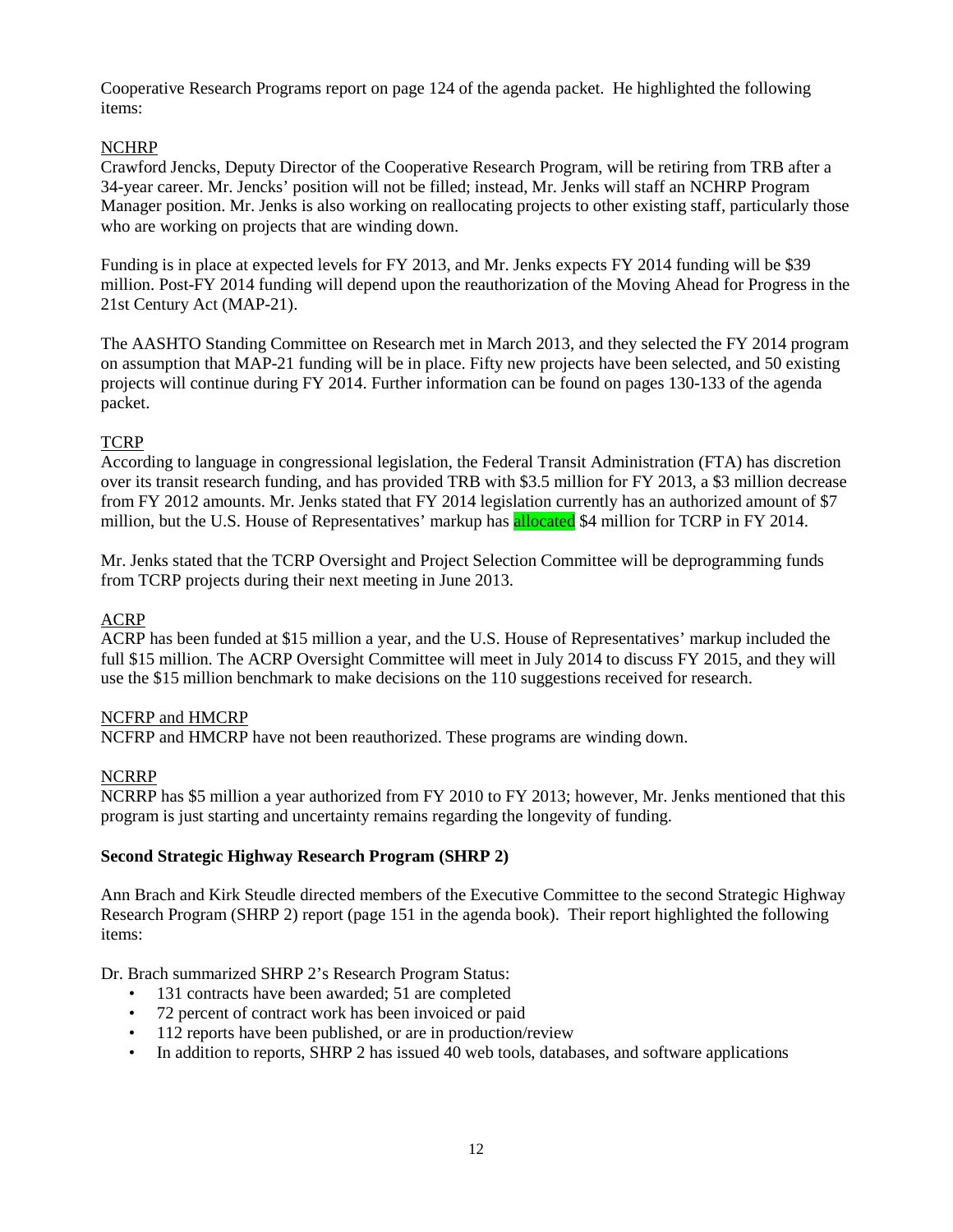Cooperative Research Programs report on page 124 of the agenda packet. He highlighted the following items:

NCHRP

Crawford Jencks, Deputy Director of the Cooperative Research Program, will be retiring from TRB after a 34-year career. Mr. Jencks' position will not be filled; instead, Mr. Jenks will staff an NCHRP Program Manager position. Mr. Jenks is also working on reallocating projects to other existing staff, particularly those who are working on projects that are winding down.

Funding is in place at expected levels for FY 2013, and Mr. Jenks expects FY 2014 funding will be $39 million. Post-FY 2014 funding will depend upon the reauthorization of the Moving Ahead for Progress in the 21st Century Act (MAP-21).

The AASHTO Standing Committee on Research met in March 2013, and they selected the FY 2014 program on assumption that MAP-21 funding will be in place. Fifty new projects have been selected, and 50 existing projects will continue during FY 2014. Further information can be found on pages 130-133 of the agenda packet.

TCRP

According to language in congressional legislation, the Federal Transit Administration (FTA) has discretion over its transit research funding, and has provided TRB with $3.5 million for FY 2013, a $3 million decrease from FY 2012 amounts. Mr. Jenks stated that FY 2014 legislation currently has an authorized amount of $7 million, but the U.S. House of Representatives' markup has allocated $4 million for TCRP in FY 2014.

Mr. Jenks stated that the TCRP Oversight and Project Selection Committee will be deprogramming funds from TCRP projects during their next meeting in June 2013.

ACRP

ACRP has been funded at $15 million a year, and the U.S. House of Representatives' markup included the full $15 million. The ACRP Oversight Committee will meet in July 2014 to discuss FY 2015, and they will use the $15 million benchmark to make decisions on the 110 suggestions received for research.

NCFRP and HMCRP

NCFRP and HMCRP have not been reauthorized. These programs are winding down.

NCRRP

NCRRP has $5 million a year authorized from FY 2010 to FY 2013; however, Mr. Jenks mentioned that this program is just starting and uncertainty remains regarding the longevity of funding.

**Second Strategic Highway Research Program (SHRP 2)**

Ann Brach and Kirk Steudle directed members of the Executive Committee to the second Strategic Highway Research Program (SHRP 2) report (page 151 in the agenda book). Their report highlighted the following items:

Dr. Brach summarized SHRP 2's Research Program Status:

- 131 contracts have been awarded; 51 are completed
- 72 percent of contract work has been invoiced or paid
- 112 reports have been published, or are in production/review
- In addition to reports, SHRP 2 has issued 40 web tools, databases, and software applications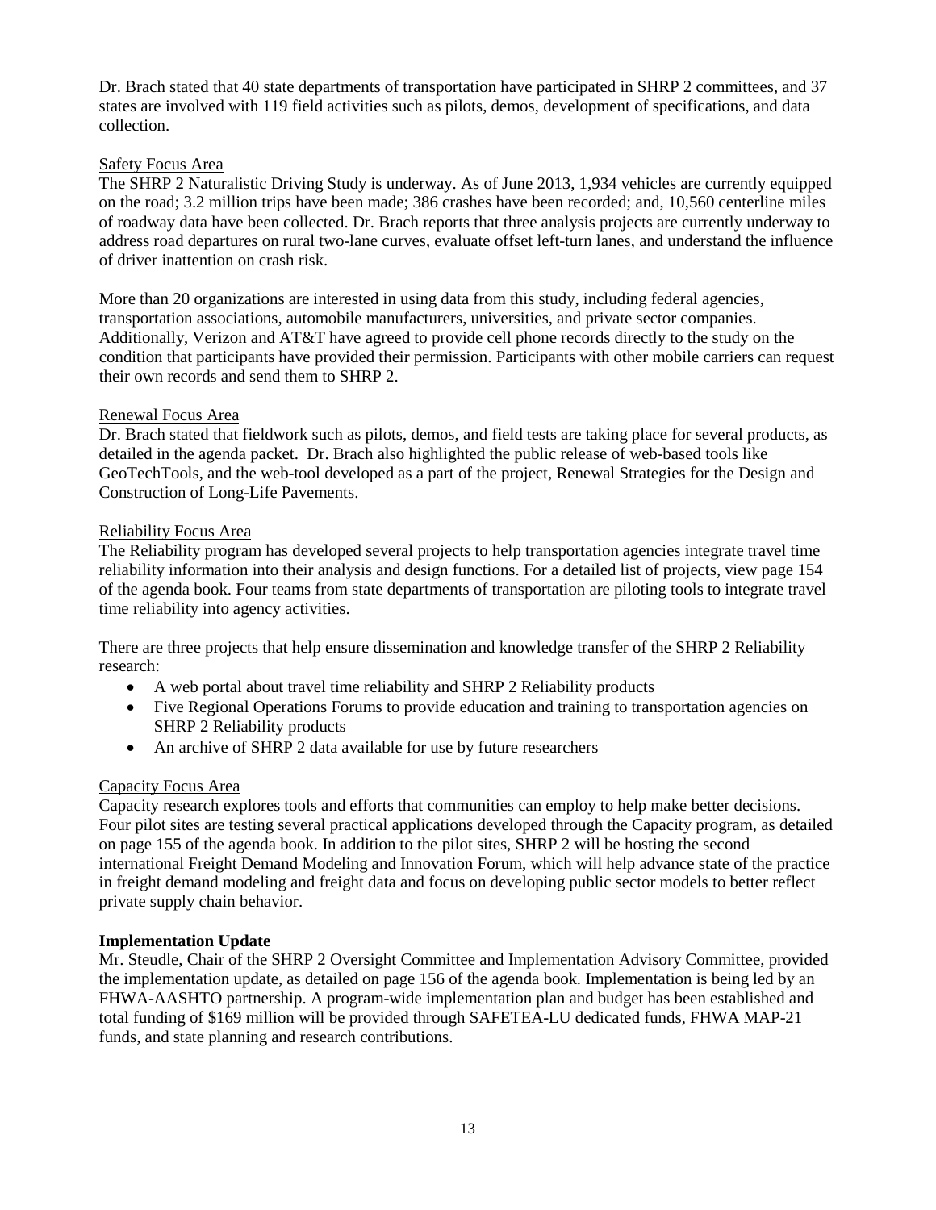Dr. Brach stated that 40 state departments of transportation have participated in SHRP 2 committees, and 37 states are involved with 119 field activities such as pilots, demos, development of specifications, and data collection.

### Safety Focus Area

The SHRP 2 Naturalistic Driving Study is underway. As of June 2013, 1,934 vehicles are currently equipped on the road; 3.2 million trips have been made; 386 crashes have been recorded; and, 10,560 centerline miles of roadway data have been collected. Dr. Brach reports that three analysis projects are currently underway to address road departures on rural two-lane curves, evaluate offset left-turn lanes, and understand the influence of driver inattention on crash risk.

More than 20 organizations are interested in using data from this study, including federal agencies, transportation associations, automobile manufacturers, universities, and private sector companies. Additionally, Verizon and AT&T have agreed to provide cell phone records directly to the study on the condition that participants have provided their permission. Participants with other mobile carriers can request their own records and send them to SHRP 2.

### Renewal Focus Area

Dr. Brach stated that fieldwork such as pilots, demos, and field tests are taking place for several products, as detailed in the agenda packet. Dr. Brach also highlighted the public release of web-based tools like GeoTechTools, and the web-tool developed as a part of the project, Renewal Strategies for the Design and Construction of Long-Life Pavements.

### Reliability Focus Area

The Reliability program has developed several projects to help transportation agencies integrate travel time reliability information into their analysis and design functions. For a detailed list of projects, view page 154 of the agenda book. Four teams from state departments of transportation are piloting tools to integrate travel time reliability into agency activities.

There are three projects that help ensure dissemination and knowledge transfer of the SHRP 2 Reliability research:

- A web portal about travel time reliability and SHRP 2 Reliability products
- Five Regional Operations Forums to provide education and training to transportation agencies on SHRP 2 Reliability products
- An archive of SHRP 2 data available for use by future researchers

### Capacity Focus Area

Capacity research explores tools and efforts that communities can employ to help make better decisions. Four pilot sites are testing several practical applications developed through the Capacity program, as detailed on page 155 of the agenda book. In addition to the pilot sites, SHRP 2 will be hosting the second international Freight Demand Modeling and Innovation Forum, which will help advance state of the practice in freight demand modeling and freight data and focus on developing public sector models to better reflect private supply chain behavior.

**Implementation Update**

Mr. Steudle, Chair of the SHRP 2 Oversight Committee and Implementation Advisory Committee, provided the implementation update, as detailed on page 156 of the agenda book. Implementation is being led by an FHWA-AASHTO partnership. A program-wide implementation plan and budget has been established and total funding of $169 million will be provided through SAFETEA-LU dedicated funds, FHWA MAP-21 funds, and state planning and research contributions.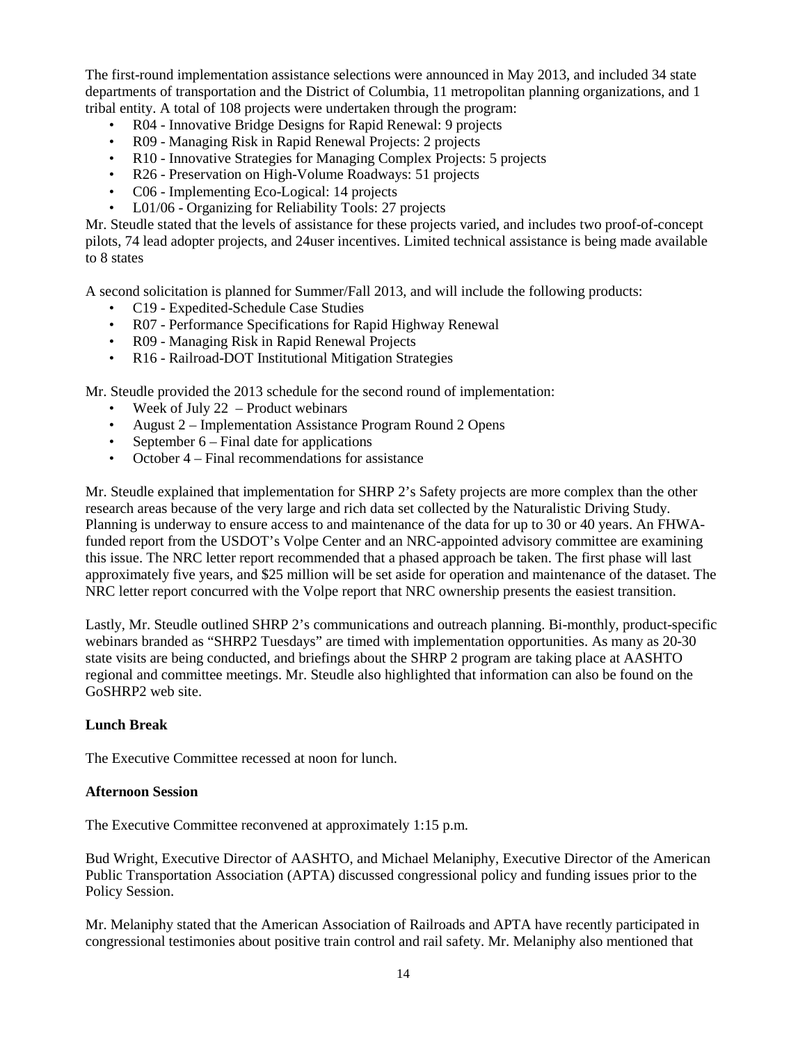The first-round implementation assistance selections were announced in May 2013, and included 34 state departments of transportation and the District of Columbia, 11 metropolitan planning organizations, and 1 tribal entity. A total of 108 projects were undertaken through the program:

- R04 - Innovative Bridge Designs for Rapid Renewal: 9 projects
- R09 - Managing Risk in Rapid Renewal Projects: 2 projects
- R10 - Innovative Strategies for Managing Complex Projects: 5 projects
- R26 - Preservation on High-Volume Roadways: 51 projects
- C06 - Implementing Eco-Logical: 14 projects
- L01/06 - Organizing for Reliability Tools: 27 projects

Mr. Steudle stated that the levels of assistance for these projects varied, and includes two proof-of-concept pilots, 74 lead adopter projects, and 24user incentives. Limited technical assistance is being made available to 8 states

A second solicitation is planned for Summer/Fall 2013, and will include the following products:

- C19 - Expedited-Schedule Case Studies
- R07 - Performance Specifications for Rapid Highway Renewal
- R09 - Managing Risk in Rapid Renewal Projects
- R16 - Railroad-DOT Institutional Mitigation Strategies

Mr. Steudle provided the 2013 schedule for the second round of implementation:

- Week of July 22 – Product webinars
- August 2 – Implementation Assistance Program Round 2 Opens
- September 6 – Final date for applications
- October 4 – Final recommendations for assistance

Mr. Steudle explained that implementation for SHRP 2's Safety projects are more complex than the other research areas because of the very large and rich data set collected by the Naturalistic Driving Study. Planning is underway to ensure access to and maintenance of the data for up to 30 or 40 years. An FHWA-funded report from the USDOT's Volpe Center and an NRC-appointed advisory committee are examining this issue. The NRC letter report recommended that a phased approach be taken. The first phase will last approximately five years, and $25 million will be set aside for operation and maintenance of the dataset. The NRC letter report concurred with the Volpe report that NRC ownership presents the easiest transition.

Lastly, Mr. Steudle outlined SHRP 2's communications and outreach planning. Bi-monthly, product-specific webinars branded as "SHRP2 Tuesdays" are timed with implementation opportunities. As many as 20-30 state visits are being conducted, and briefings about the SHRP 2 program are taking place at AASHTO regional and committee meetings. Mr. Steudle also highlighted that information can also be found on the GoSHRP2 web site.

**Lunch Break**

The Executive Committee recessed at noon for lunch.

**Afternoon Session**

The Executive Committee reconvened at approximately 1:15 p.m.

Bud Wright, Executive Director of AASHTO, and Michael Melaniphy, Executive Director of the American Public Transportation Association (APTA) discussed congressional policy and funding issues prior to the Policy Session.

Mr. Melaniphy stated that the American Association of Railroads and APTA have recently participated in congressional testimonies about positive train control and rail safety. Mr. Melaniphy also mentioned that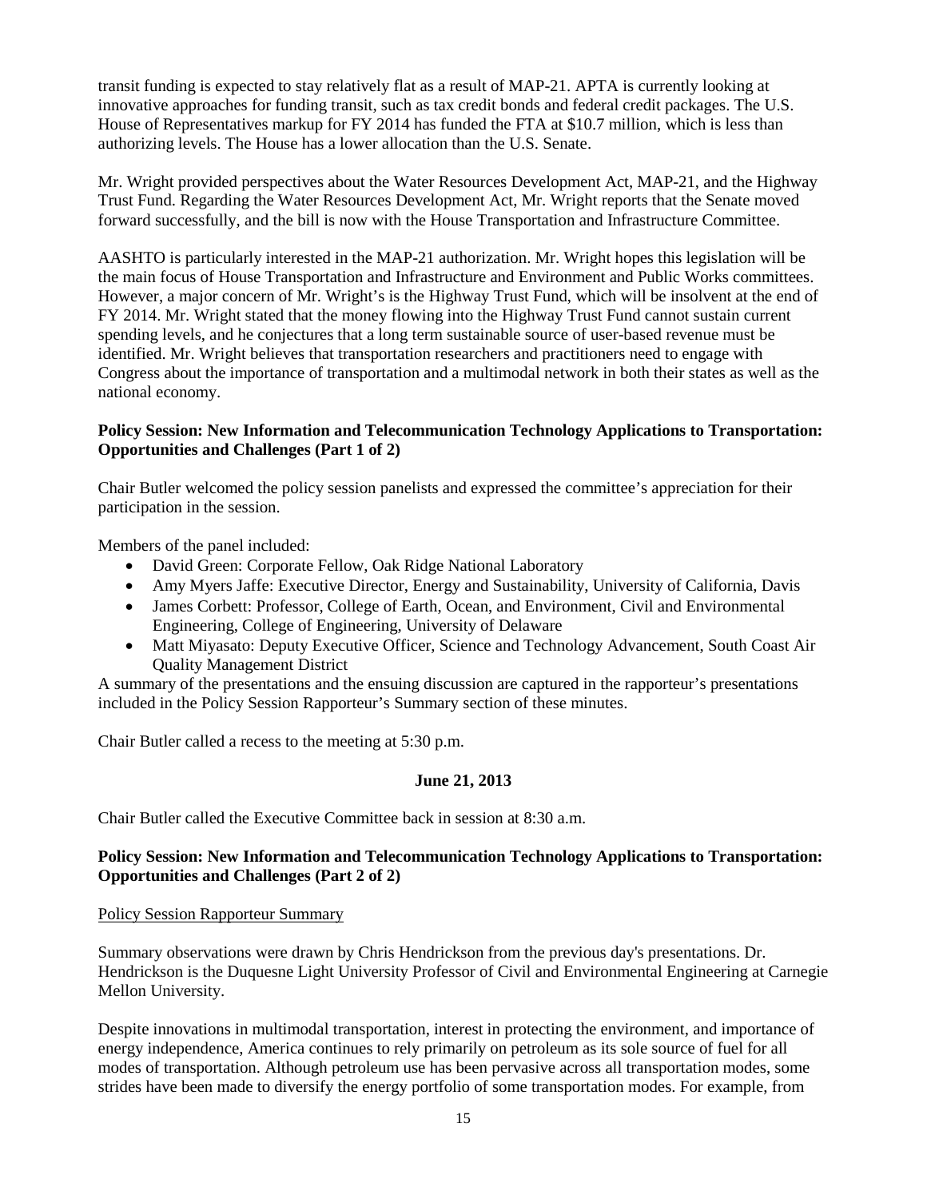transit funding is expected to stay relatively flat as a result of MAP-21. APTA is currently looking at innovative approaches for funding transit, such as tax credit bonds and federal credit packages. The U.S. House of Representatives markup for FY 2014 has funded the FTA at $10.7 million, which is less than authorizing levels. The House has a lower allocation than the U.S. Senate.

Mr. Wright provided perspectives about the Water Resources Development Act, MAP-21, and the Highway Trust Fund. Regarding the Water Resources Development Act, Mr. Wright reports that the Senate moved forward successfully, and the bill is now with the House Transportation and Infrastructure Committee.

AASHTO is particularly interested in the MAP-21 authorization. Mr. Wright hopes this legislation will be the main focus of House Transportation and Infrastructure and Environment and Public Works committees. However, a major concern of Mr. Wright's is the Highway Trust Fund, which will be insolvent at the end of FY 2014. Mr. Wright stated that the money flowing into the Highway Trust Fund cannot sustain current spending levels, and he conjectures that a long term sustainable source of user-based revenue must be identified. Mr. Wright believes that transportation researchers and practitioners need to engage with Congress about the importance of transportation and a multimodal network in both their states as well as the national economy.

**Policy Session: New Information and Telecommunication Technology Applications to Transportation: Opportunities and Challenges (Part 1 of 2)**

Chair Butler welcomed the policy session panelists and expressed the committee's appreciation for their participation in the session.

Members of the panel included:

- David Green: Corporate Fellow, Oak Ridge National Laboratory
- Amy Myers Jaffe: Executive Director, Energy and Sustainability, University of California, Davis
- James Corbett: Professor, College of Earth, Ocean, and Environment, Civil and Environmental Engineering, College of Engineering, University of Delaware
- Matt Miyasato: Deputy Executive Officer, Science and Technology Advancement, South Coast Air Quality Management District

A summary of the presentations and the ensuing discussion are captured in the rapporteur's presentations included in the Policy Session Rapporteur's Summary section of these minutes.

Chair Butler called a recess to the meeting at 5:30 p.m.

**June 21, 2013**

Chair Butler called the Executive Committee back in session at 8:30 a.m.

**Policy Session: New Information and Telecommunication Technology Applications to Transportation: Opportunities and Challenges (Part 2 of 2)**

<u>Policy Session Rapporteur Summary</u>

Summary observations were drawn by Chris Hendrickson from the previous day's presentations. Dr. Hendrickson is the Duquesne Light University Professor of Civil and Environmental Engineering at Carnegie Mellon University.

Despite innovations in multimodal transportation, interest in protecting the environment, and importance of energy independence, America continues to rely primarily on petroleum as its sole source of fuel for all modes of transportation. Although petroleum use has been pervasive across all transportation modes, some strides have been made to diversify the energy portfolio of some transportation modes. For example, from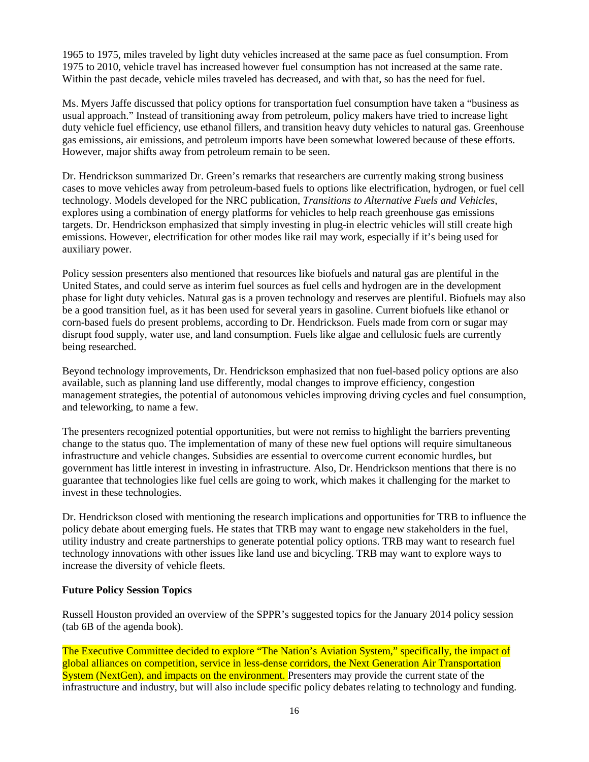1965 to 1975, miles traveled by light duty vehicles increased at the same pace as fuel consumption. From 1975 to 2010, vehicle travel has increased however fuel consumption has not increased at the same rate. Within the past decade, vehicle miles traveled has decreased, and with that, so has the need for fuel.

Ms. Myers Jaffe discussed that policy options for transportation fuel consumption have taken a "business as usual approach." Instead of transitioning away from petroleum, policy makers have tried to increase light duty vehicle fuel efficiency, use ethanol fillers, and transition heavy duty vehicles to natural gas. Greenhouse gas emissions, air emissions, and petroleum imports have been somewhat lowered because of these efforts. However, major shifts away from petroleum remain to be seen.

Dr. Hendrickson summarized Dr. Green's remarks that researchers are currently making strong business cases to move vehicles away from petroleum-based fuels to options like electrification, hydrogen, or fuel cell technology. Models developed for the NRC publication, *Transitions to Alternative Fuels and Vehicles*, explores using a combination of energy platforms for vehicles to help reach greenhouse gas emissions targets. Dr. Hendrickson emphasized that simply investing in plug-in electric vehicles will still create high emissions. However, electrification for other modes like rail may work, especially if it's being used for auxiliary power.

Policy session presenters also mentioned that resources like biofuels and natural gas are plentiful in the United States, and could serve as interim fuel sources as fuel cells and hydrogen are in the development phase for light duty vehicles. Natural gas is a proven technology and reserves are plentiful. Biofuels may also be a good transition fuel, as it has been used for several years in gasoline. Current biofuels like ethanol or corn-based fuels do present problems, according to Dr. Hendrickson. Fuels made from corn or sugar may disrupt food supply, water use, and land consumption. Fuels like algae and cellulosic fuels are currently being researched.

Beyond technology improvements, Dr. Hendrickson emphasized that non fuel-based policy options are also available, such as planning land use differently, modal changes to improve efficiency, congestion management strategies, the potential of autonomous vehicles improving driving cycles and fuel consumption, and teleworking, to name a few.

The presenters recognized potential opportunities, but were not remiss to highlight the barriers preventing change to the status quo. The implementation of many of these new fuel options will require simultaneous infrastructure and vehicle changes. Subsidies are essential to overcome current economic hurdles, but government has little interest in investing in infrastructure. Also, Dr. Hendrickson mentions that there is no guarantee that technologies like fuel cells are going to work, which makes it challenging for the market to invest in these technologies.

Dr. Hendrickson closed with mentioning the research implications and opportunities for TRB to influence the policy debate about emerging fuels. He states that TRB may want to engage new stakeholders in the fuel, utility industry and create partnerships to generate potential policy options. TRB may want to research fuel technology innovations with other issues like land use and bicycling. TRB may want to explore ways to increase the diversity of vehicle fleets.

**Future Policy Session Topics**

Russell Houston provided an overview of the SPPR's suggested topics for the January 2014 policy session (tab 6B of the agenda book).

The Executive Committee decided to explore "The Nation's Aviation System," specifically, the impact of global alliances on competition, service in less-dense corridors, the Next Generation Air Transportation System (NextGen), and impacts on the environment. Presenters may provide the current state of the infrastructure and industry, but will also include specific policy debates relating to technology and funding.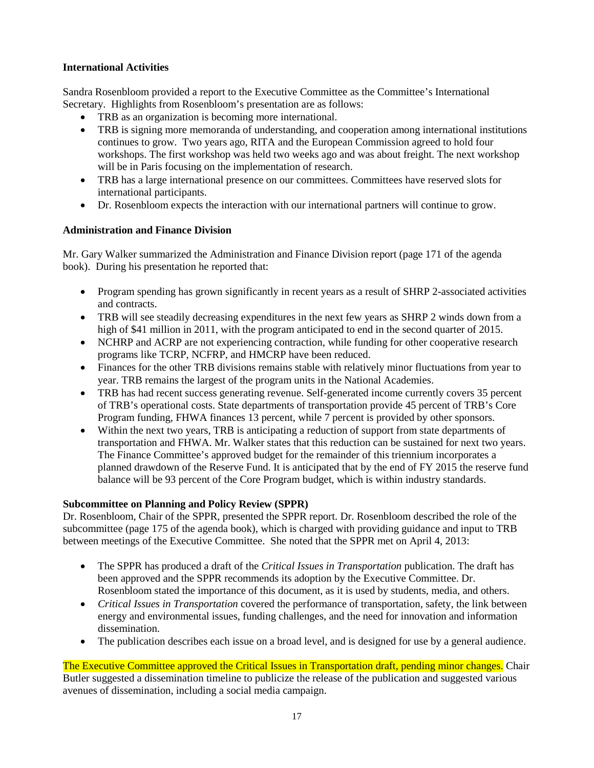**International Activities**

Sandra Rosenbloom provided a report to the Executive Committee as the Committee's International Secretary. Highlights from Rosenbloom's presentation are as follows:

- TRB as an organization is becoming more international.
- TRB is signing more memoranda of understanding, and cooperation among international institutions continues to grow. Two years ago, RITA and the European Commission agreed to hold four workshops. The first workshop was held two weeks ago and was about freight. The next workshop will be in Paris focusing on the implementation of research.
- TRB has a large international presence on our committees. Committees have reserved slots for international participants.
- Dr. Rosenbloom expects the interaction with our international partners will continue to grow.

**Administration and Finance Division**

Mr. Gary Walker summarized the Administration and Finance Division report (page 171 of the agenda book). During his presentation he reported that:

- Program spending has grown significantly in recent years as a result of SHRP 2-associated activities and contracts.
- TRB will see steadily decreasing expenditures in the next few years as SHRP 2 winds down from a high of $41 million in 2011, with the program anticipated to end in the second quarter of 2015.
- NCHRP and ACRP are not experiencing contraction, while funding for other cooperative research programs like TCRP, NCFRP, and HMCRP have been reduced.
- Finances for the other TRB divisions remains stable with relatively minor fluctuations from year to year. TRB remains the largest of the program units in the National Academies.
- TRB has had recent success generating revenue. Self-generated income currently covers 35 percent of TRB's operational costs. State departments of transportation provide 45 percent of TRB's Core Program funding, FHWA finances 13 percent, while 7 percent is provided by other sponsors.
- Within the next two years, TRB is anticipating a reduction of support from state departments of transportation and FHWA. Mr. Walker states that this reduction can be sustained for next two years. The Finance Committee's approved budget for the remainder of this triennium incorporates a planned drawdown of the Reserve Fund. It is anticipated that by the end of FY 2015 the reserve fund balance will be 93 percent of the Core Program budget, which is within industry standards.

**Subcommittee on Planning and Policy Review (SPPR)**

Dr. Rosenbloom, Chair of the SPPR, presented the SPPR report. Dr. Rosenbloom described the role of the subcommittee (page 175 of the agenda book), which is charged with providing guidance and input to TRB between meetings of the Executive Committee. She noted that the SPPR met on April 4, 2013:

- The SPPR has produced a draft of the *Critical Issues in Transportation* publication. The draft has been approved and the SPPR recommends its adoption by the Executive Committee. Dr. Rosenbloom stated the importance of this document, as it is used by students, media, and others.
- *Critical Issues in Transportation* covered the performance of transportation, safety, the link between energy and environmental issues, funding challenges, and the need for innovation and information dissemination.
- The publication describes each issue on a broad level, and is designed for use by a general audience.

The Executive Committee approved the Critical Issues in Transportation draft, pending minor changes. Chair Butler suggested a dissemination timeline to publicize the release of the publication and suggested various avenues of dissemination, including a social media campaign.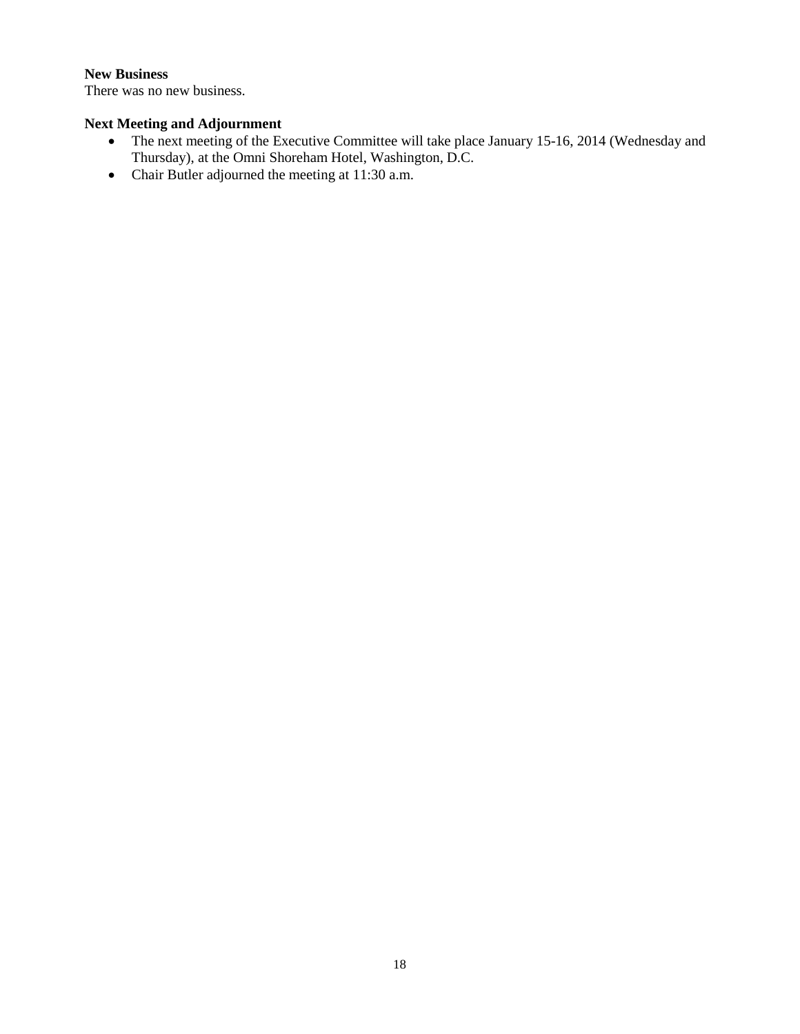**New Business**

There was no new business.

**Next Meeting and Adjournment**

- The next meeting of the Executive Committee will take place January 15-16, 2014 (Wednesday and Thursday), at the Omni Shoreham Hotel, Washington, D.C.
- Chair Butler adjourned the meeting at 11:30 a.m.